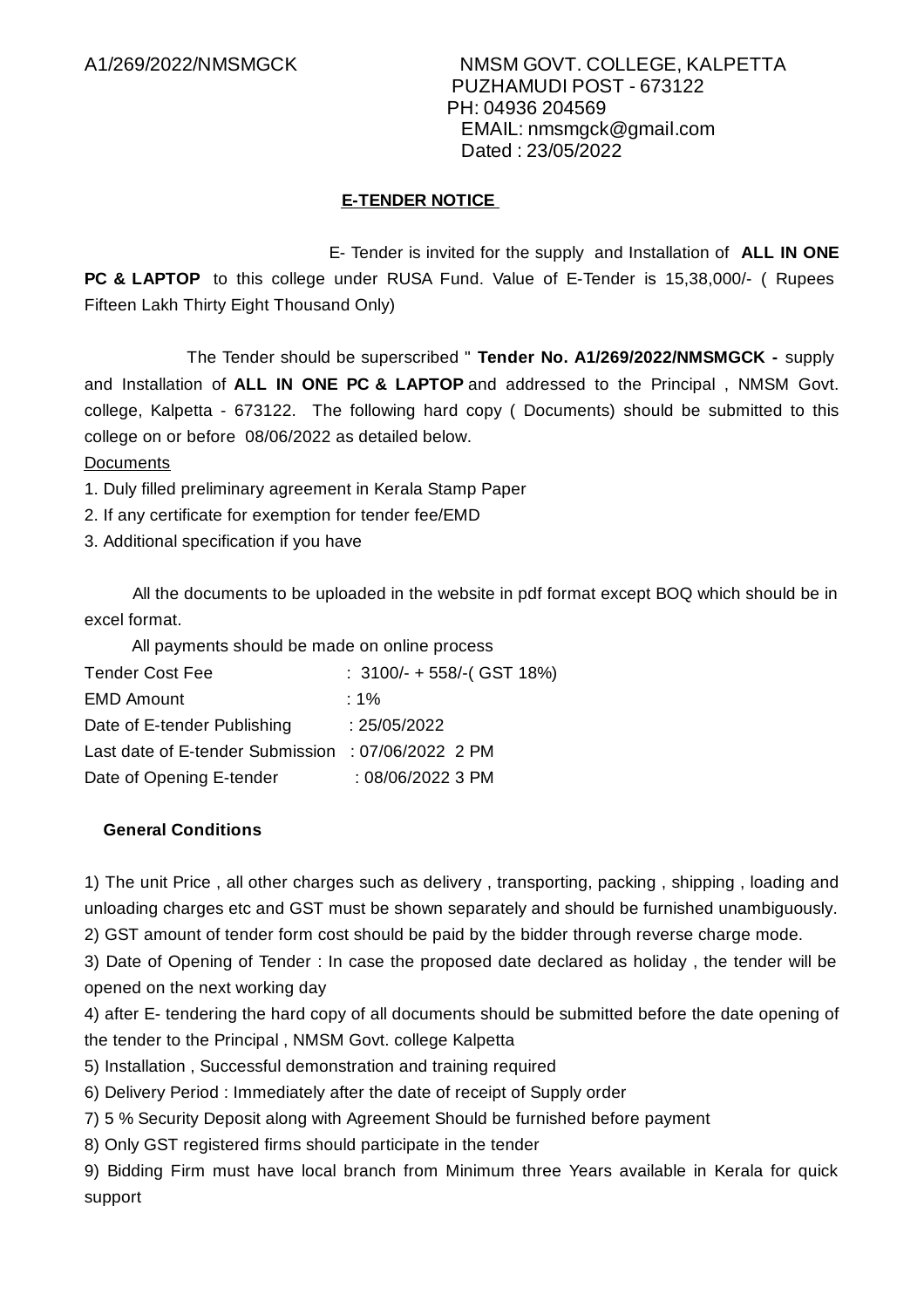A1/269/2022/NMSMGCK

NMSM GOVT. COLLEGE, KALPETTA
PUZHAMUDI POST - 673122
PH: 04936 204569
EMAIL: nmsmgck@gmail.com
Dated : 23/05/2022

## E-TENDER NOTICE

E- Tender is invited for the supply and Installation of **ALL IN ONE PC & LAPTOP** to this college under RUSA Fund. Value of E-Tender is 15,38,000/- ( Rupees Fifteen Lakh Thirty Eight Thousand Only)

The Tender should be superscribed " **Tender No. A1/269/2022/NMSMGCK -** supply and Installation of **ALL IN ONE PC & LAPTOP** and addressed to the Principal , NMSM Govt. college, Kalpetta - 673122. The following hard copy ( Documents) should be submitted to this college on or before 08/06/2022 as detailed below.

Documents

1. Duly filled preliminary agreement in Kerala Stamp Paper
2. If any certificate for exemption for tender fee/EMD
3. Additional specification if you have

All the documents to be uploaded in the website in pdf format except BOQ which should be in excel format.

All payments should be made on online process

| | |
|---|---|
| Tender Cost Fee | : 3100/- + 558/-( GST 18%) |
| EMD Amount | : 1% |
| Date of E-tender Publishing | : 25/05/2022 |
| Last date of E-tender Submission | : 07/06/2022 2 PM |
| Date of Opening E-tender | : 08/06/2022 3 PM |

### General Conditions

1) The unit Price , all other charges such as delivery , transporting, packing , shipping , loading and unloading charges etc and GST must be shown separately and should be furnished unambiguously.
2) GST amount of tender form cost should be paid by the bidder through reverse charge mode.
3) Date of Opening of Tender : In case the proposed date declared as holiday , the tender will be opened on the next working day
4) after E- tendering the hard copy of all documents should be submitted before the date opening of the tender to the Principal , NMSM Govt. college Kalpetta
5) Installation , Successful demonstration and training required
6) Delivery Period : Immediately after the date of receipt of Supply order
7) 5 % Security Deposit along with Agreement Should be furnished before payment
8) Only GST registered firms should participate in the tender
9) Bidding Firm must have local branch from Minimum three Years available in Kerala for quick support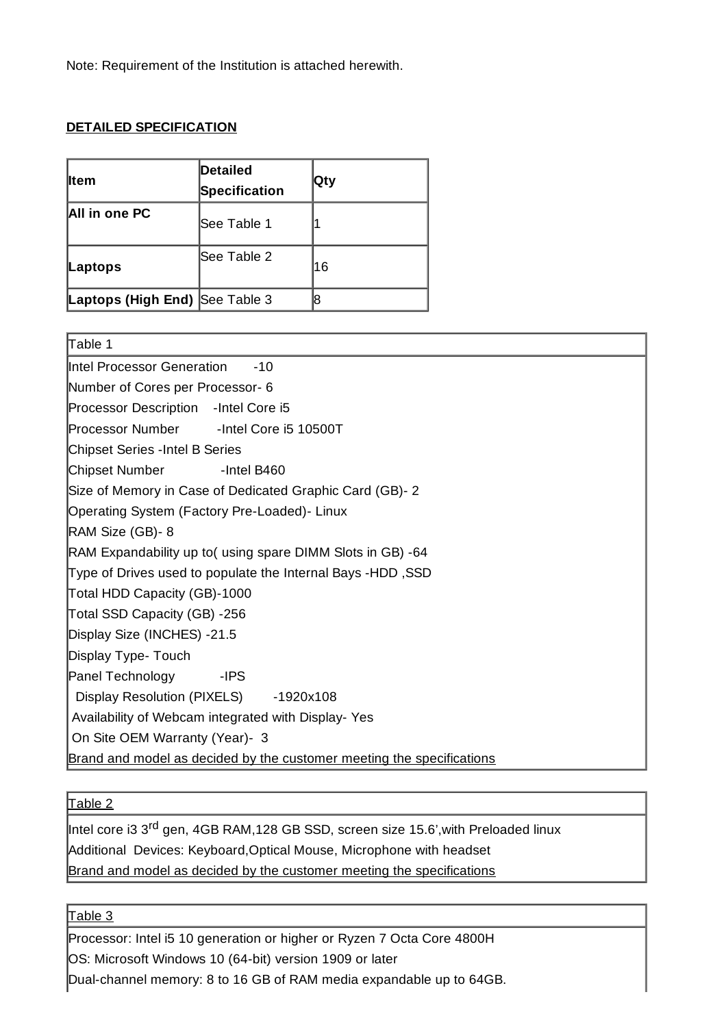Note: Requirement of the Institution is attached herewith.

**DETAILED SPECIFICATION**

| Item | Detailed Specification | Qty |
|---|---|---|
| **All in one PC** | See Table 1 | 1 |
| **Laptops** | See Table 2 | 16 |
| **Laptops (High End)** | See Table 3 | 8 |

| Table 1 |
|---|
| Intel Processor Generation -10 |
| Number of Cores per Processor- 6 |
| Processor Description -Intel Core i5 |
| Processor Number -Intel Core i5 10500T |
| Chipset Series -Intel B Series |
| Chipset Number -Intel B460 |
| Size of Memory in Case of Dedicated Graphic Card (GB)- 2 |
| Operating System (Factory Pre-Loaded)- Linux |
| RAM Size (GB)- 8 |
| RAM Expandability up to( using spare DIMM Slots in GB) -64 |
| Type of Drives used to populate the Internal Bays -HDD ,SSD |
| Total HDD Capacity (GB)-1000 |
| Total SSD Capacity (GB) -256 |
| Display Size (INCHES) -21.5 |
| Display Type- Touch |
| Panel Technology -IPS |
| Display Resolution (PIXELS) -1920x108 |
| Availability of Webcam integrated with Display- Yes |
| On Site OEM Warranty (Year)- 3 |
| Brand and model as decided by the customer meeting the specifications |

| Table 2 |
|---|
| Intel core i3 3rd gen, 4GB RAM,128 GB SSD, screen size 15.6',with Preloaded linux |
| Additional Devices: Keyboard,Optical Mouse, Microphone with headset |
| Brand and model as decided by the customer meeting the specifications |

| Table 3 |
|---|
| Processor: Intel i5 10 generation or higher or Ryzen 7 Octa Core 4800H |
| OS: Microsoft Windows 10 (64-bit) version 1909 or later |
| Dual-channel memory: 8 to 16 GB of RAM media expandable up to 64GB. |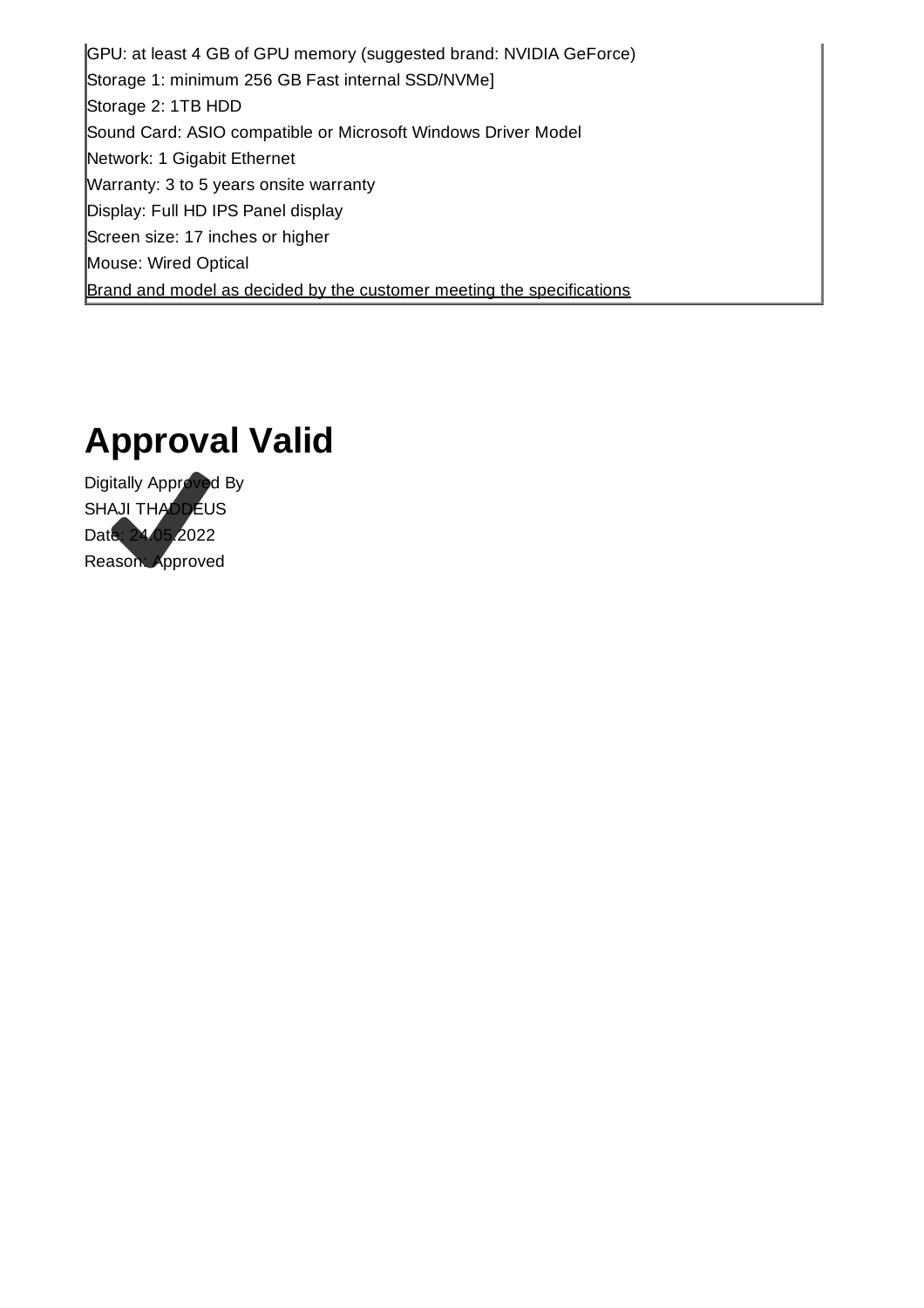| |
|---|
| GPU: at least 4 GB of GPU memory (suggested brand: NVIDIA GeForce) |
| Storage 1: minimum 256 GB Fast internal SSD/NVMe] |
| Storage 2: 1TB HDD |
| Sound Card: ASIO compatible or Microsoft Windows Driver Model |
| Network: 1 Gigabit Ethernet |
| Warranty: 3 to 5 years onsite warranty |
| Display: Full HD IPS Panel display |
| Screen size: 17 inches or higher |
| Mouse: Wired Optical |
| Brand and model as decided by the customer meeting the specifications |

# Approval Valid

Digitally Approved By
SHAJI THADDEUS
Date: 24.05.2022
Reason: Approved